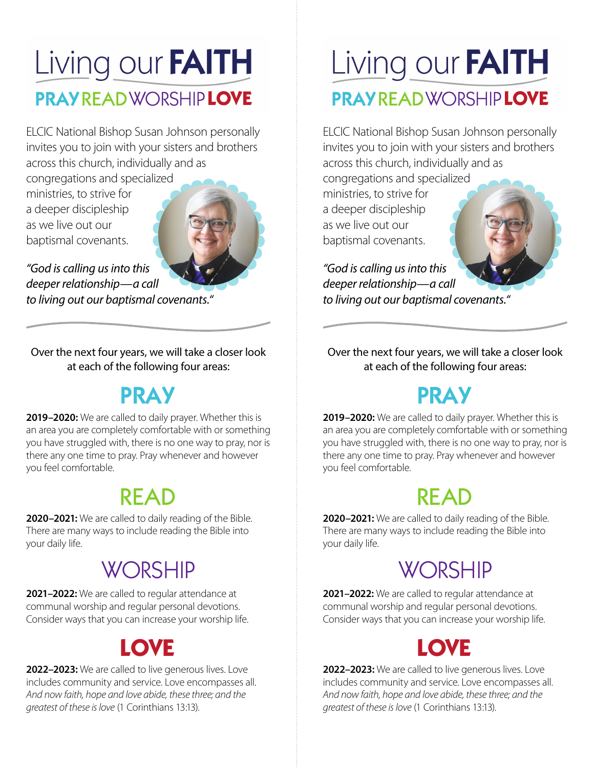# Living our FAITH

## PRAY READ WORSHIP LOVE

ELCIC National Bishop Susan Johnson personally invites you to join with your sisters and brothers across this church, individually and as congregations and specialized ministries, to strive for a deeper discipleship as we live out our baptismal covenants.

*"God is calling us into this deeper relationship—a call to living out our baptismal covenants."*

Over the next four years, we will take a closer look at each of the following four areas:

## PRAY

**2019–2020:** We are called to daily prayer. Whether this is an area you are completely comfortable with or something you have struggled with, there is no one way to pray, nor is there any one time to pray. Pray whenever and however you feel comfortable.

## READ

**2020–2021:** We are called to daily reading of the Bible. There are many ways to include reading the Bible into your daily life.

## WORSHIP

**2021–2022:** We are called to regular attendance at communal worship and regular personal devotions. Consider ways that you can increase your worship life.

## LOVE

**2022–2023:** We are called to live generous lives. Love includes community and service. Love encompasses all. *And now faith, hope and love abide, these three; and the greatest of these is love* (1 Corinthians 13:13).

# Living our FAITH

## PRAY READ WORSHIP LOVE

ELCIC National Bishop Susan Johnson personally invites you to join with your sisters and brothers across this church, individually and as congregations and specialized ministries, to strive for a deeper discipleship as we live out our baptismal covenants.

*"God is calling us into this deeper relationship—a call to living out our baptismal covenants."*

Over the next four years, we will take a closer look at each of the following four areas:

## PRAY

**2019–2020:** We are called to daily prayer. Whether this is an area you are completely comfortable with or something you have struggled with, there is no one way to pray, nor is there any one time to pray. Pray whenever and however you feel comfortable.

## READ

**2020–2021:** We are called to daily reading of the Bible. There are many ways to include reading the Bible into your daily life.

## WORSHIP

**2021–2022:** We are called to regular attendance at communal worship and regular personal devotions. Consider ways that you can increase your worship life.

## LOVE

**2022–2023:** We are called to live generous lives. Love includes community and service. Love encompasses all. *And now faith, hope and love abide, these three; and the greatest of these is love* (1 Corinthians 13:13).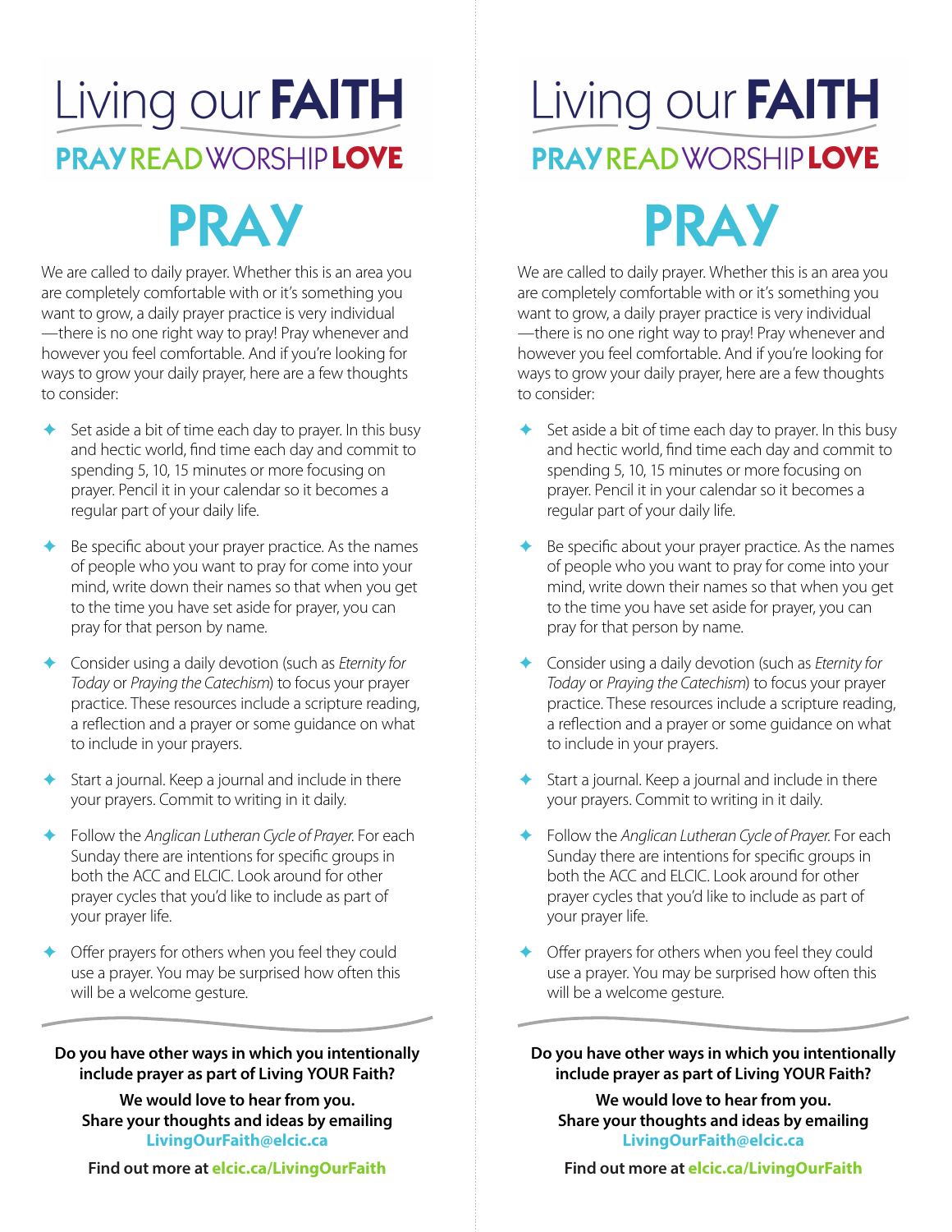# Living our FAITH

PRAY READ WORSHIP LOVE

## PRAY

We are called to daily prayer. Whether this is an area you are completely comfortable with or it's something you want to grow, a daily prayer practice is very individual —there is no one right way to pray! Pray whenever and however you feel comfortable. And if you're looking for ways to grow your daily prayer, here are a few thoughts to consider:

- Set aside a bit of time each day to prayer. In this busy and hectic world, find time each day and commit to spending 5, 10, 15 minutes or more focusing on prayer. Pencil it in your calendar so it becomes a regular part of your daily life.
- Be specific about your prayer practice. As the names of people who you want to pray for come into your mind, write down their names so that when you get to the time you have set aside for prayer, you can pray for that person by name.
- Consider using a daily devotion (such as *Eternity for Today* or *Praying the Catechism*) to focus your prayer practice. These resources include a scripture reading, a reflection and a prayer or some guidance on what to include in your prayers.
- Start a journal. Keep a journal and include in there your prayers. Commit to writing in it daily.
- Follow the *Anglican Lutheran Cycle of Prayer.* For each Sunday there are intentions for specific groups in both the ACC and ELCIC. Look around for other prayer cycles that you'd like to include as part of your prayer life.
- Offer prayers for others when you feel they could use a prayer. You may be surprised how often this will be a welcome gesture.

---

**Do you have other ways in which you intentionally include prayer as part of Living YOUR Faith?**

**We would love to hear from you. Share your thoughts and ideas by emailing LivingOurFaith@elcic.ca**

**Find out more at elcic.ca/LivingOurFaith**